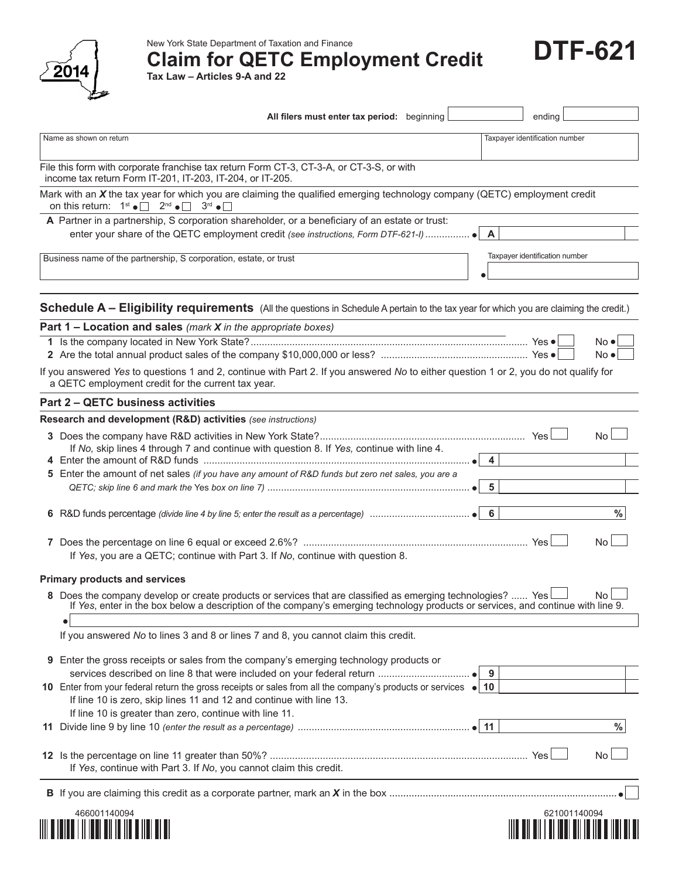2014

New York State Department of Taxation and Finance

# Claim for QETC Employment Credit

**Tax Law – Articles 9-A and 22**

# DTF-621

**All filers must enter tax period:** beginning ______ ending ______

| Name as shown on return | Taxpayer identification number |
|---|---|
| | |

File this form with corporate franchise tax return Form CT-3, CT-3-A, or CT-3-S, or with income tax return Form IT-201, IT-203, IT-204, or IT-205.

Mark with an *X* the tax year for which you are claiming the qualified emerging technology company (QETC) employment credit on this return: 1st ☐ 2nd ☐ 3rd ☐

**A** Partner in a partnership, S corporation shareholder, or a beneficiary of an estate or trust: enter your share of the QETC employment credit *(see instructions, Form DTF-621-I)* ................ **A** ______

| Business name of the partnership, S corporation, estate, or trust | Taxpayer identification number |
|---|---|
| | |

## Schedule A – Eligibility requirements (All the questions in Schedule A pertain to the tax year for which you are claiming the credit.)

### Part 1 – Location and sales *(mark X in the appropriate boxes)*

**1** Is the company located in New York State? ........ Yes ☐ No ☐

**2** Are the total annual product sales of the company $10,000,000 or less? ........ Yes ☐ No ☐

If you answered *Yes* to questions 1 and 2, continue with Part 2. If you answered *No* to either question 1 or 2, you do not qualify for a QETC employment credit for the current tax year.

### Part 2 – QETC business activities

**Research and development (R&D) activities** *(see instructions)*

**3** Does the company have R&D activities in New York State? ........ Yes ☐ No ☐
If *No,* skip lines 4 through 7 and continue with question 8. If *Yes,* continue with line 4.

**4** Enter the amount of R&D funds ........ **4** ______

**5** Enter the amount of net sales *(if you have any amount of R&D funds but zero net sales, you are a QETC; skip line 6 and mark the* Yes *box on line 7)* ........ **5** ______

**6** R&D funds percentage *(divide line 4 by line 5; enter the result as a percentage)* ........ **6** ______ %

**7** Does the percentage on line 6 equal or exceed 2.6%? ........ Yes ☐ No ☐
If *Yes*, you are a QETC; continue with Part 3. If *No*, continue with question 8.

**Primary products and services**

**8** Does the company develop or create products or services that are classified as emerging technologies? ...... Yes ☐ No ☐
If *Yes*, enter in the box below a description of the company's emerging technology products or services, and continue with line 9.

______

If you answered *No* to lines 3 and 8 or lines 7 and 8, you cannot claim this credit.

**9** Enter the gross receipts or sales from the company's emerging technology products or services described on line 8 that were included on your federal return ........ **9** ______

**10** Enter from your federal return the gross receipts or sales from all the company's products or services **10** ______
If line 10 is zero, skip lines 11 and 12 and continue with line 13.
If line 10 is greater than zero, continue with line 11.

**11** Divide line 9 by line 10 *(enter the result as a percentage)* ........ **11** ______ %

**12** Is the percentage on line 11 greater than 50%? ........ Yes ☐ No ☐
If *Yes*, continue with Part 3. If *No*, you cannot claim this credit.

**B** If you are claiming this credit as a corporate partner, mark an *X* in the box ........ ☐

466001140094 621001140094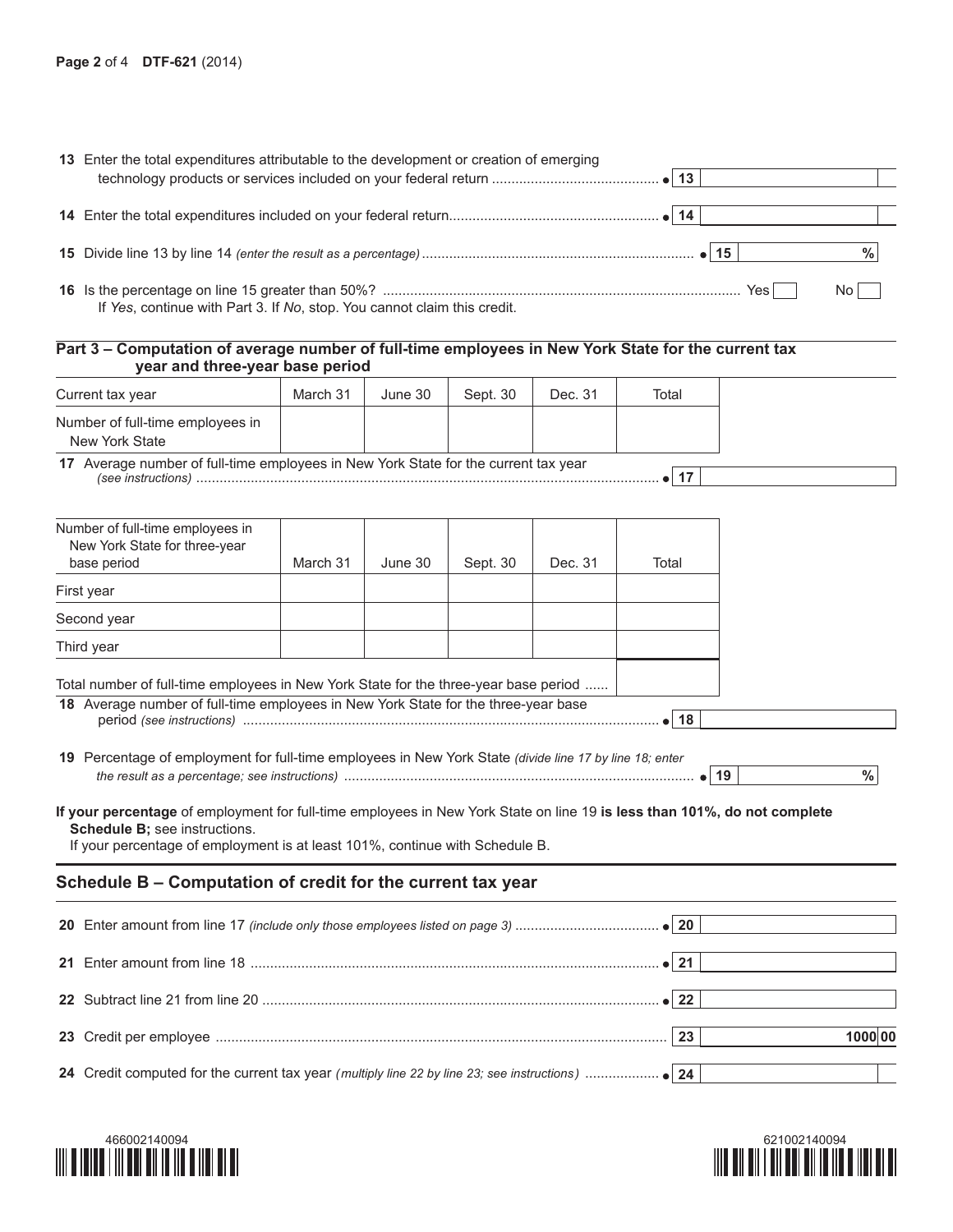13 Enter the total expenditures attributable to the development or creation of emerging technology products or services included on your federal return ● **13** \_\_\_\_\_\_

14 Enter the total expenditures included on your federal return ● **14** \_\_\_\_\_\_

15 Divide line 13 by line 14 *(enter the result as a percentage)* ● **15** \_\_\_\_\_\_ %

16 Is the percentage on line 15 greater than 50%? Yes ☐ No ☐

If *Yes*, continue with Part 3. If *No*, stop. You cannot claim this credit.

## Part 3 – Computation of average number of full-time employees in New York State for the current tax year and three-year base period

| Current tax year | March 31 | June 30 | Sept. 30 | Dec. 31 | Total |
|---|---|---|---|---|---|
| Number of full-time employees in New York State | | | | | |

17 Average number of full-time employees in New York State for the current tax year *(see instructions)* ● **17** \_\_\_\_\_\_

| Number of full-time employees in New York State for three-year base period | March 31 | June 30 | Sept. 30 | Dec. 31 | Total |
|---|---|---|---|---|---|
| First year | | | | | |
| Second year | | | | | |
| Third year | | | | | |
| Total number of full-time employees in New York State for the three-year base period | | | | | |

18 Average number of full-time employees in New York State for the three-year base period *(see instructions)* ● **18** \_\_\_\_\_\_

19 Percentage of employment for full-time employees in New York State *(divide line 17 by line 18; enter the result as a percentage; see instructions)* ● **19** \_\_\_\_\_\_ %

**If your percentage** of employment for full-time employees in New York State on line 19 **is less than 101%, do not complete Schedule B;** see instructions.
If your percentage of employment is at least 101%, continue with Schedule B.

## Schedule B – Computation of credit for the current tax year

20 Enter amount from line 17 *(include only those employees listed on page 3)* ● **20** \_\_\_\_\_\_

21 Enter amount from line 18 ● **21** \_\_\_\_\_\_

22 Subtract line 21 from line 20 ● **22** \_\_\_\_\_\_

23 Credit per employee **23** 1000 00

24 Credit computed for the current tax year *(multiply line 22 by line 23; see instructions)* ● **24** \_\_\_\_\_\_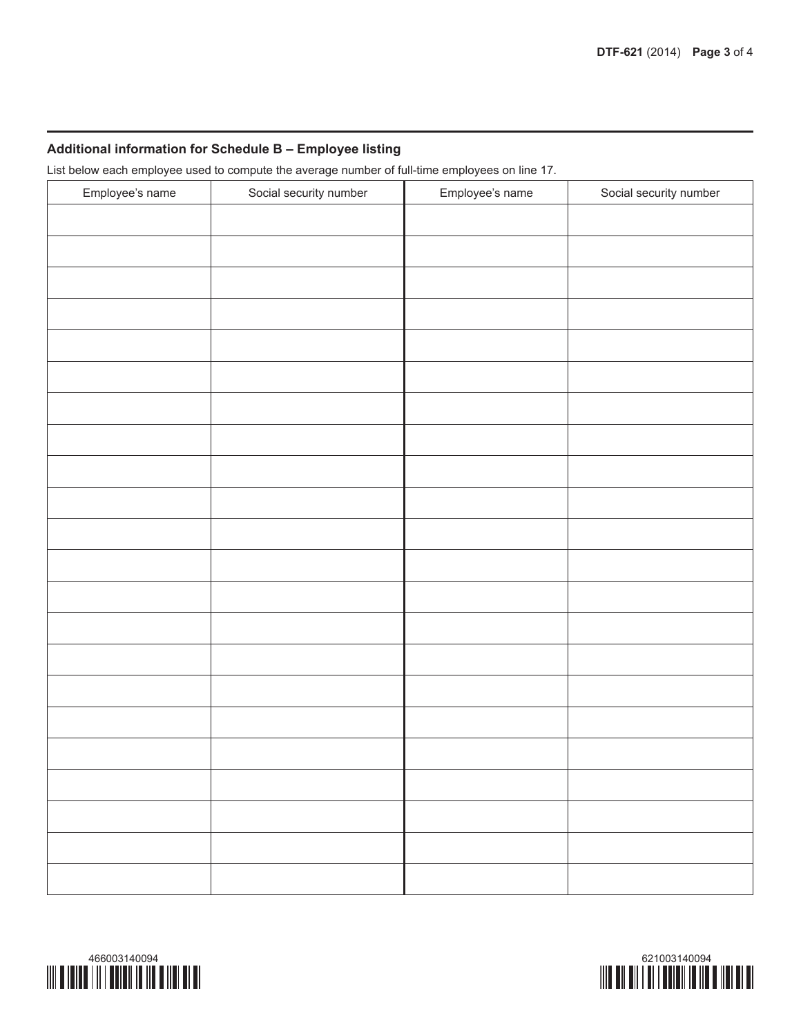## Additional information for Schedule B – Employee listing

List below each employee used to compute the average number of full-time employees on line 17.

| Employee's name | Social security number | Employee's name | Social security number |
|---|---|---|---|
| | | | |
| | | | |
| | | | |
| | | | |
| | | | |
| | | | |
| | | | |
| | | | |
| | | | |
| | | | |
| | | | |
| | | | |
| | | | |
| | | | |
| | | | |
| | | | |
| | | | |
| | | | |
| | | | |
| | | | |
| | | | |
| | | | |
| | | | |

466003140094

621003140094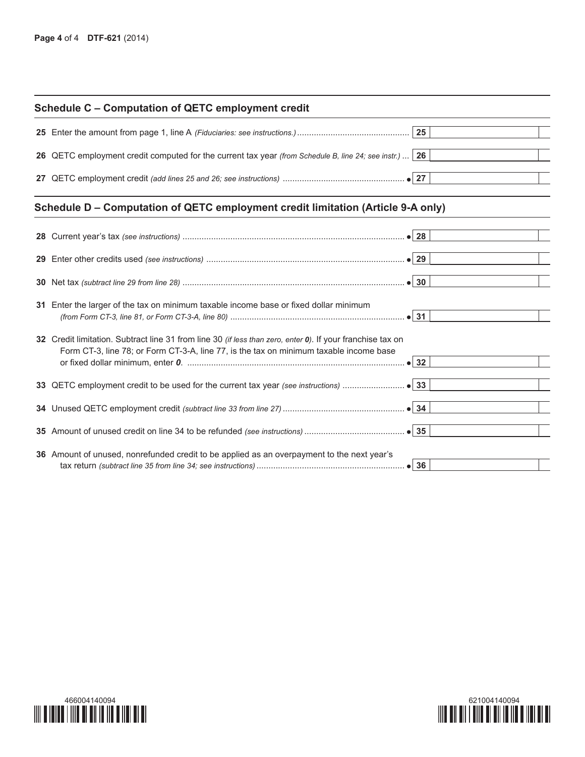## Schedule C – Computation of QETC employment credit

| | | |
|---|---|---|
| **25** Enter the amount from page 1, line A *(Fiduciaries: see instructions.)* | **25** | |
| **26** QETC employment credit computed for the current tax year *(from Schedule B, line 24; see instr.)* | **26** | |
| **27** QETC employment credit *(add lines 25 and 26; see instructions)* | ● **27** | |

## Schedule D – Computation of QETC employment credit limitation (Article 9-A only)

| | | |
|---|---|---|
| **28** Current year's tax *(see instructions)* | ● **28** | |
| **29** Enter other credits used *(see instructions)* | ● **29** | |
| **30** Net tax *(subtract line 29 from line 28)* | ● **30** | |
| **31** Enter the larger of the tax on minimum taxable income base or fixed dollar minimum *(from Form CT-3, line 81, or Form CT-3-A, line 80)* | ● **31** | |
| **32** Credit limitation. Subtract line 31 from line 30 *(if less than zero, enter* ***0****)*. If your franchise tax on Form CT-3, line 78; or Form CT-3-A, line 77, is the tax on minimum taxable income base or fixed dollar minimum, enter ***0***. | ● **32** | |
| **33** QETC employment credit to be used for the current tax year *(see instructions)* | ● **33** | |
| **34** Unused QETC employment credit *(subtract line 33 from line 27)* | ● **34** | |
| **35** Amount of unused credit on line 34 to be refunded *(see instructions)* | ● **35** | |
| **36** Amount of unused, nonrefunded credit to be applied as an overpayment to the next year's tax return *(subtract line 35 from line 34; see instructions)* | ● **36** | |

466004140094

621004140094